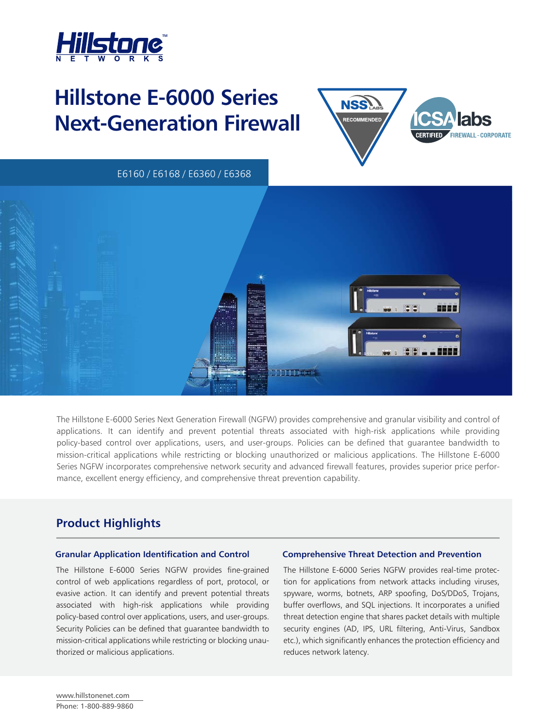# Hillstone E-6000 Series Next-Generation Firewall

E6160 / E6168 / E6360 / E6368

The Hillstone E-6000 Series Next Generation Firewall (NGFW) provides comprehensive and granular visibility and control of applications. It can identify and prevent potential threats associated with high-risk applications while providing policy-based control over applications, users, and user-groups. Policies can be defined that guarantee bandwidth to mission-critical applications while restricting or blocking unauthorized or malicious applications. The Hillstone E-6000 Series NGFW incorporates comprehensive network security and advanced firewall features, provides superior price performance, excellent energy efficiency, and comprehensive threat prevention capability.

## Product Highlights

### Granular Application Identification and Control

The Hillstone E-6000 Series NGFW provides fine-grained control of web applications regardless of port, protocol, or evasive action. It can identify and prevent potential threats associated with high-risk applications while providing policy-based control over applications, users, and user-groups. Security Policies can be defined that guarantee bandwidth to mission-critical applications while restricting or blocking unauthorized or malicious applications.

### Comprehensive Threat Detection and Prevention

The Hillstone E-6000 Series NGFW provides real-time protection for applications from network attacks including viruses, spyware, worms, botnets, ARP spoofing, DoS/DDoS, Trojans, buffer overflows, and SQL injections. It incorporates a unified threat detection engine that shares packet details with multiple security engines (AD, IPS, URL filtering, Anti-Virus, Sandbox etc.), which significantly enhances the protection efficiency and reduces network latency.

www.hillstonenet.com
Phone: 1-800-889-9860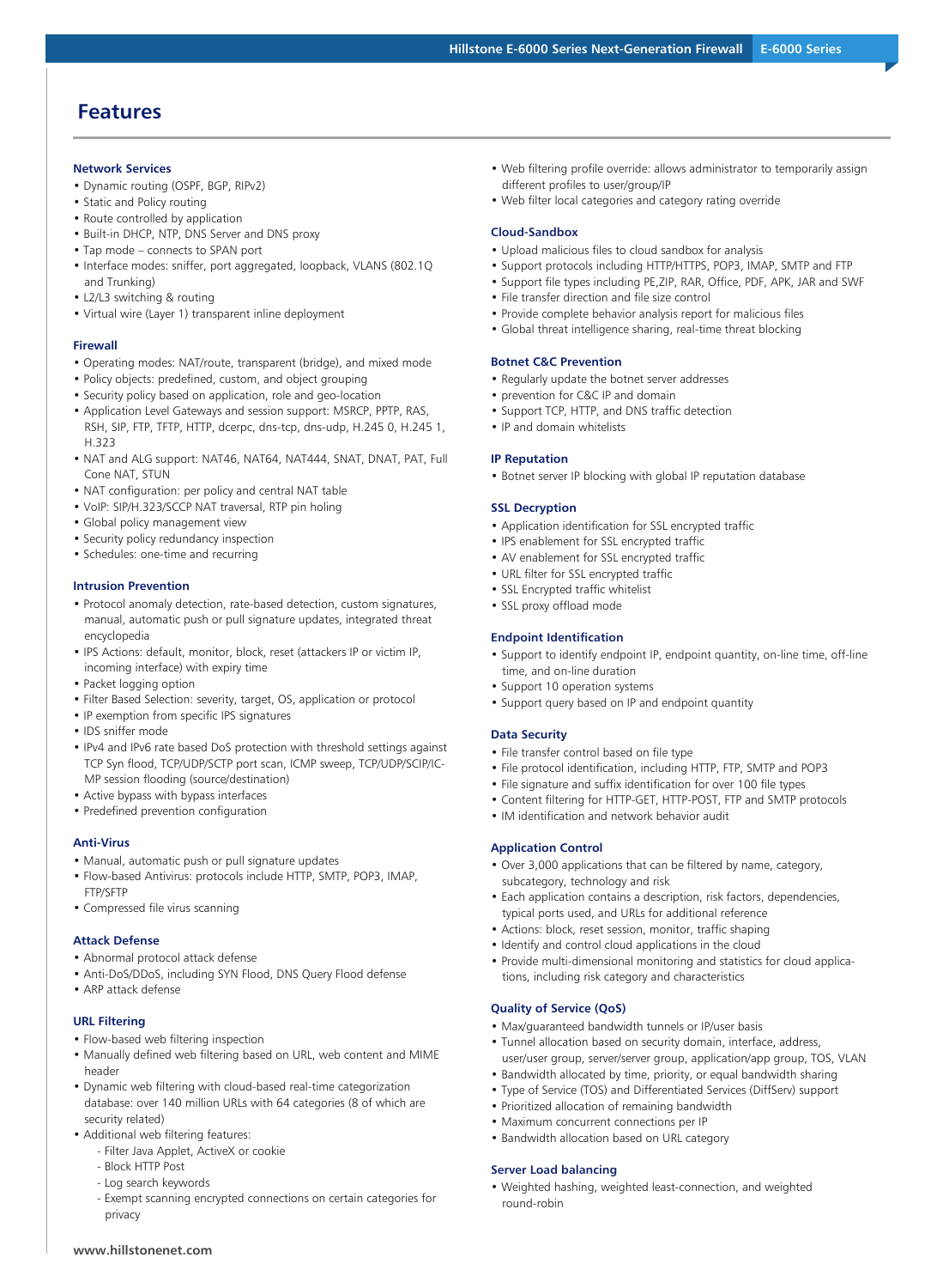# Features

### Network Services

- Dynamic routing (OSPF, BGP, RIPv2)
- Static and Policy routing
- Route controlled by application
- Built-in DHCP, NTP, DNS Server and DNS proxy
- Tap mode – connects to SPAN port
- Interface modes: sniffer, port aggregated, loopback, VLANS (802.1Q and Trunking)
- L2/L3 switching & routing
- Virtual wire (Layer 1) transparent inline deployment

### Firewall

- Operating modes: NAT/route, transparent (bridge), and mixed mode
- Policy objects: predefined, custom, and object grouping
- Security policy based on application, role and geo-location
- Application Level Gateways and session support: MSRCP, PPTP, RAS, RSH, SIP, FTP, TFTP, HTTP, dcerpc, dns-tcp, dns-udp, H.245 0, H.245 1, H.323
- NAT and ALG support: NAT46, NAT64, NAT444, SNAT, DNAT, PAT, Full Cone NAT, STUN
- NAT configuration: per policy and central NAT table
- VoIP: SIP/H.323/SCCP NAT traversal, RTP pin holing
- Global policy management view
- Security policy redundancy inspection
- Schedules: one-time and recurring

### Intrusion Prevention

- Protocol anomaly detection, rate-based detection, custom signatures, manual, automatic push or pull signature updates, integrated threat encyclopedia
- IPS Actions: default, monitor, block, reset (attackers IP or victim IP, incoming interface) with expiry time
- Packet logging option
- Filter Based Selection: severity, target, OS, application or protocol
- IP exemption from specific IPS signatures
- IDS sniffer mode
- IPv4 and IPv6 rate based DoS protection with threshold settings against TCP Syn flood, TCP/UDP/SCTP port scan, ICMP sweep, TCP/UDP/SCIP/ICMP session flooding (source/destination)
- Active bypass with bypass interfaces
- Predefined prevention configuration

### Anti-Virus

- Manual, automatic push or pull signature updates
- Flow-based Antivirus: protocols include HTTP, SMTP, POP3, IMAP, FTP/SFTP
- Compressed file virus scanning

### Attack Defense

- Abnormal protocol attack defense
- Anti-DoS/DDoS, including SYN Flood, DNS Query Flood defense
- ARP attack defense

### URL Filtering

- Flow-based web filtering inspection
- Manually defined web filtering based on URL, web content and MIME header
- Dynamic web filtering with cloud-based real-time categorization database: over 140 million URLs with 64 categories (8 of which are security related)
- Additional web filtering features:
  - Filter Java Applet, ActiveX or cookie
  - Block HTTP Post
  - Log search keywords
  - Exempt scanning encrypted connections on certain categories for privacy
- Web filtering profile override: allows administrator to temporarily assign different profiles to user/group/IP
- Web filter local categories and category rating override

### Cloud-Sandbox

- Upload malicious files to cloud sandbox for analysis
- Support protocols including HTTP/HTTPS, POP3, IMAP, SMTP and FTP
- Support file types including PE,ZIP, RAR, Office, PDF, APK, JAR and SWF
- File transfer direction and file size control
- Provide complete behavior analysis report for malicious files
- Global threat intelligence sharing, real-time threat blocking

### Botnet C&C Prevention

- Regularly update the botnet server addresses
- prevention for C&C IP and domain
- Support TCP, HTTP, and DNS traffic detection
- IP and domain whitelists

### IP Reputation

- Botnet server IP blocking with global IP reputation database

### SSL Decryption

- Application identification for SSL encrypted traffic
- IPS enablement for SSL encrypted traffic
- AV enablement for SSL encrypted traffic
- URL filter for SSL encrypted traffic
- SSL Encrypted traffic whitelist
- SSL proxy offload mode

### Endpoint Identification

- Support to identify endpoint IP, endpoint quantity, on-line time, off-line time, and on-line duration
- Support 10 operation systems
- Support query based on IP and endpoint quantity

### Data Security

- File transfer control based on file type
- File protocol identification, including HTTP, FTP, SMTP and POP3
- File signature and suffix identification for over 100 file types
- Content filtering for HTTP-GET, HTTP-POST, FTP and SMTP protocols
- IM identification and network behavior audit

### Application Control

- Over 3,000 applications that can be filtered by name, category, subcategory, technology and risk
- Each application contains a description, risk factors, dependencies, typical ports used, and URLs for additional reference
- Actions: block, reset session, monitor, traffic shaping
- Identify and control cloud applications in the cloud
- Provide multi-dimensional monitoring and statistics for cloud applications, including risk category and characteristics

### Quality of Service (QoS)

- Max/guaranteed bandwidth tunnels or IP/user basis
- Tunnel allocation based on security domain, interface, address, user/user group, server/server group, application/app group, TOS, VLAN
- Bandwidth allocated by time, priority, or equal bandwidth sharing
- Type of Service (TOS) and Differentiated Services (DiffServ) support
- Prioritized allocation of remaining bandwidth
- Maximum concurrent connections per IP
- Bandwidth allocation based on URL category

### Server Load balancing

- Weighted hashing, weighted least-connection, and weighted round-robin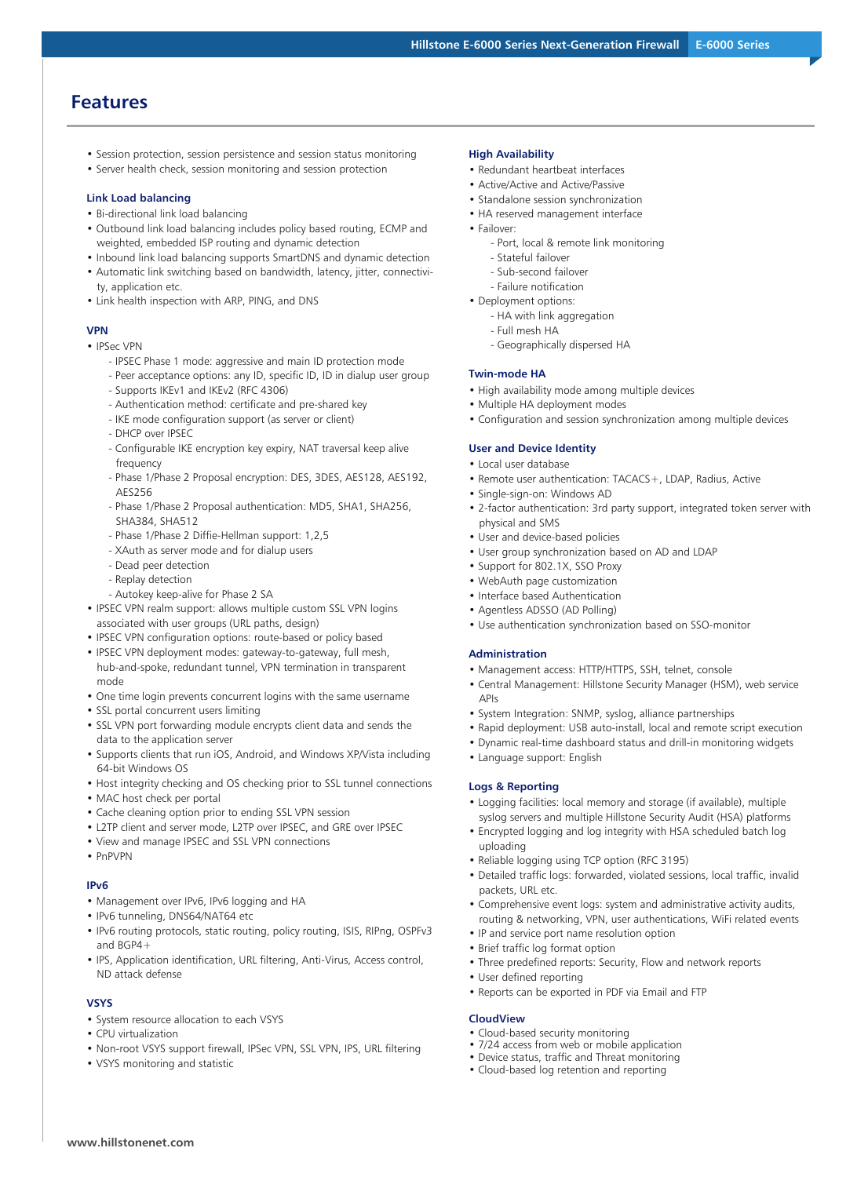## Features

- Session protection, session persistence and session status monitoring
- Server health check, session monitoring and session protection

### Link Load balancing

- Bi-directional link load balancing
- Outbound link load balancing includes policy based routing, ECMP and weighted, embedded ISP routing and dynamic detection
- Inbound link load balancing supports SmartDNS and dynamic detection
- Automatic link switching based on bandwidth, latency, jitter, connectivity, application etc.
- Link health inspection with ARP, PING, and DNS

### VPN

- IPSec VPN
  - IPSEC Phase 1 mode: aggressive and main ID protection mode
  - Peer acceptance options: any ID, specific ID, ID in dialup user group
  - Supports IKEv1 and IKEv2 (RFC 4306)
  - Authentication method: certificate and pre-shared key
  - IKE mode configuration support (as server or client)
  - DHCP over IPSEC
  - Configurable IKE encryption key expiry, NAT traversal keep alive frequency
  - Phase 1/Phase 2 Proposal encryption: DES, 3DES, AES128, AES192, AES256
  - Phase 1/Phase 2 Proposal authentication: MD5, SHA1, SHA256, SHA384, SHA512
  - Phase 1/Phase 2 Diffie-Hellman support: 1,2,5
  - XAuth as server mode and for dialup users
  - Dead peer detection
  - Replay detection
  - Autokey keep-alive for Phase 2 SA
- IPSEC VPN realm support: allows multiple custom SSL VPN logins associated with user groups (URL paths, design)
- IPSEC VPN configuration options: route-based or policy based
- IPSEC VPN deployment modes: gateway-to-gateway, full mesh, hub-and-spoke, redundant tunnel, VPN termination in transparent mode
- One time login prevents concurrent logins with the same username
- SSL portal concurrent users limiting
- SSL VPN port forwarding module encrypts client data and sends the data to the application server
- Supports clients that run iOS, Android, and Windows XP/Vista including 64-bit Windows OS
- Host integrity checking and OS checking prior to SSL tunnel connections
- MAC host check per portal
- Cache cleaning option prior to ending SSL VPN session
- L2TP client and server mode, L2TP over IPSEC, and GRE over IPSEC
- View and manage IPSEC and SSL VPN connections
- PnPVPN

### IPv6

- Management over IPv6, IPv6 logging and HA
- IPv6 tunneling, DNS64/NAT64 etc
- IPv6 routing protocols, static routing, policy routing, ISIS, RIPng, OSPFv3 and BGP4+
- IPS, Application identification, URL filtering, Anti-Virus, Access control, ND attack defense

### VSYS

- System resource allocation to each VSYS
- CPU virtualization
- Non-root VSYS support firewall, IPSec VPN, SSL VPN, IPS, URL filtering
- VSYS monitoring and statistic

### High Availability

- Redundant heartbeat interfaces
- Active/Active and Active/Passive
- Standalone session synchronization
- HA reserved management interface
- Failover:
  - Port, local & remote link monitoring
  - Stateful failover
  - Sub-second failover
  - Failure notification
- Deployment options:
  - HA with link aggregation
  - Full mesh HA
  - Geographically dispersed HA

### Twin-mode HA

- High availability mode among multiple devices
- Multiple HA deployment modes
- Configuration and session synchronization among multiple devices

### User and Device Identity

- Local user database
- Remote user authentication: TACACS+, LDAP, Radius, Active
- Single-sign-on: Windows AD
- 2-factor authentication: 3rd party support, integrated token server with physical and SMS
- User and device-based policies
- User group synchronization based on AD and LDAP
- Support for 802.1X, SSO Proxy
- WebAuth page customization
- Interface based Authentication
- Agentless ADSSO (AD Polling)
- Use authentication synchronization based on SSO-monitor

### Administration

- Management access: HTTP/HTTPS, SSH, telnet, console
- Central Management: Hillstone Security Manager (HSM), web service APIs
- System Integration: SNMP, syslog, alliance partnerships
- Rapid deployment: USB auto-install, local and remote script execution
- Dynamic real-time dashboard status and drill-in monitoring widgets
- Language support: English

### Logs & Reporting

- Logging facilities: local memory and storage (if available), multiple syslog servers and multiple Hillstone Security Audit (HSA) platforms
- Encrypted logging and log integrity with HSA scheduled batch log uploading
- Reliable logging using TCP option (RFC 3195)
- Detailed traffic logs: forwarded, violated sessions, local traffic, invalid packets, URL etc.
- Comprehensive event logs: system and administrative activity audits, routing & networking, VPN, user authentications, WiFi related events
- IP and service port name resolution option
- Brief traffic log format option
- Three predefined reports: Security, Flow and network reports
- User defined reporting
- Reports can be exported in PDF via Email and FTP

### CloudView

- Cloud-based security monitoring
- 7/24 access from web or mobile application
- Device status, traffic and Threat monitoring
- Cloud-based log retention and reporting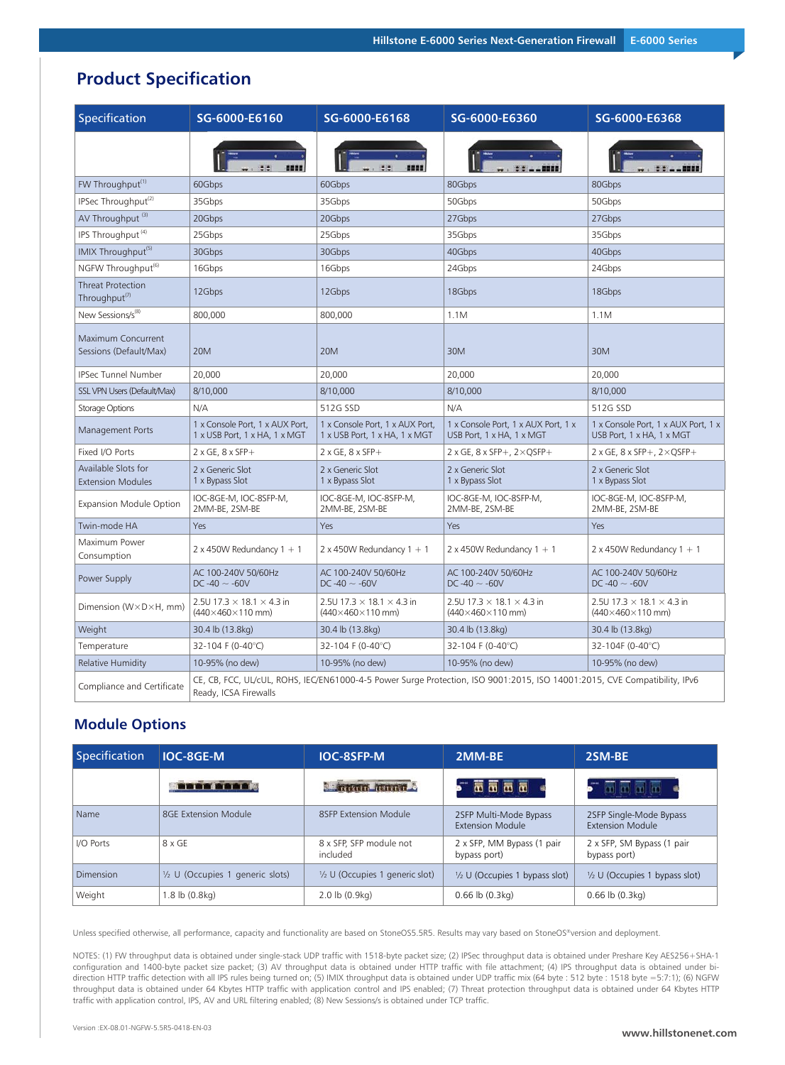## Product Specification

| Specification | SG-6000-E6160 | SG-6000-E6168 | SG-6000-E6360 | SG-6000-E6368 |
|---|---|---|---|---|
| FW Throughput[1] | 60Gbps | 60Gbps | 80Gbps | 80Gbps |
| IPSec Throughput[2] | 35Gbps | 35Gbps | 50Gbps | 50Gbps |
| AV Throughput [3] | 20Gbps | 20Gbps | 27Gbps | 27Gbps |
| IPS Throughput [4] | 25Gbps | 25Gbps | 35Gbps | 35Gbps |
| IMIX Throughput[5] | 30Gbps | 30Gbps | 40Gbps | 40Gbps |
| NGFW Throughput[6] | 16Gbps | 16Gbps | 24Gbps | 24Gbps |
| Threat Protection Throughput[7] | 12Gbps | 12Gbps | 18Gbps | 18Gbps |
| New Sessions/s[8] | 800,000 | 800,000 | 1.1M | 1.1M |
| Maximum Concurrent Sessions (Default/Max) | 20M | 20M | 30M | 30M |
| IPSec Tunnel Number | 20,000 | 20,000 | 20,000 | 20,000 |
| SSL VPN Users (Default/Max) | 8/10,000 | 8/10,000 | 8/10,000 | 8/10,000 |
| Storage Options | N/A | 512G SSD | N/A | 512G SSD |
| Management Ports | 1 x Console Port, 1 x AUX Port, 1 x USB Port, 1 x HA, 1 x MGT | 1 x Console Port, 1 x AUX Port, 1 x USB Port, 1 x HA, 1 x MGT | 1 x Console Port, 1 x AUX Port, 1 x USB Port, 1 x HA, 1 x MGT | 1 x Console Port, 1 x AUX Port, 1 x USB Port, 1 x HA, 1 x MGT |
| Fixed I/O Ports | 2 x GE, 8 x SFP+ | 2 x GE, 8 x SFP+ | 2 x GE, 8 x SFP+, 2×QSFP+ | 2 x GE, 8 x SFP+, 2×QSFP+ |
| Available Slots for Extension Modules | 2 x Generic Slot<br>1 x Bypass Slot | 2 x Generic Slot<br>1 x Bypass Slot | 2 x Generic Slot<br>1 x Bypass Slot | 2 x Generic Slot<br>1 x Bypass Slot |
| Expansion Module Option | IOC-8GE-M, IOC-8SFP-M, 2MM-BE, 2SM-BE | IOC-8GE-M, IOC-8SFP-M, 2MM-BE, 2SM-BE | IOC-8GE-M, IOC-8SFP-M, 2MM-BE, 2SM-BE | IOC-8GE-M, IOC-8SFP-M, 2MM-BE, 2SM-BE |
| Twin-mode HA | Yes | Yes | Yes | Yes |
| Maximum Power Consumption | 2 x 450W Redundancy 1 + 1 | 2 x 450W Redundancy 1 + 1 | 2 x 450W Redundancy 1 + 1 | 2 x 450W Redundancy 1 + 1 |
| Power Supply | AC 100-240V 50/60Hz<br>DC -40 ～ -60V | AC 100-240V 50/60Hz<br>DC -40 ～ -60V | AC 100-240V 50/60Hz<br>DC -40 ～ -60V | AC 100-240V 50/60Hz<br>DC -40 ～ -60V |
| Dimension (W×D×H, mm) | 2.5U 17.3 × 18.1 × 4.3 in (440×460×110 mm) | 2.5U 17.3 × 18.1 × 4.3 in (440×460×110 mm) | 2.5U 17.3 × 18.1 × 4.3 in (440×460×110 mm) | 2.5U 17.3 × 18.1 × 4.3 in (440×460×110 mm) |
| Weight | 30.4 lb (13.8kg) | 30.4 lb (13.8kg) | 30.4 lb (13.8kg) | 30.4 lb (13.8kg) |
| Temperature | 32-104 F (0-40℃) | 32-104 F (0-40℃) | 32-104 F (0-40℃) | 32-104F (0-40℃) |
| Relative Humidity | 10-95% (no dew) | 10-95% (no dew) | 10-95% (no dew) | 10-95% (no dew) |
| Compliance and Certificate | CE, CB, FCC, UL/cUL, ROHS, IEC/EN61000-4-5 Power Surge Protection, ISO 9001:2015, ISO 14001:2015, CVE Compatibility, IPv6 Ready, ICSA Firewalls | | | |

## Module Options

| Specification | IOC-8GE-M | IOC-8SFP-M | 2MM-BE | 2SM-BE |
|---|---|---|---|---|
| Name | 8GE Extension Module | 8SFP Extension Module | 2SFP Multi-Mode Bypass Extension Module | 2SFP Single-Mode Bypass Extension Module |
| I/O Ports | 8 x GE | 8 x SFP, SFP module not included | 2 x SFP, MM Bypass (1 pair bypass port) | 2 x SFP, SM Bypass (1 pair bypass port) |
| Dimension | ½ U (Occupies 1 generic slots) | ½ U (Occupies 1 generic slot) | ½ U (Occupies 1 bypass slot) | ½ U (Occupies 1 bypass slot) |
| Weight | 1.8 lb (0.8kg) | 2.0 lb (0.9kg) | 0.66 lb (0.3kg) | 0.66 lb (0.3kg) |

Unless specified otherwise, all performance, capacity and functionality are based on StoneOS5.5R5. Results may vary based on StoneOS®version and deployment.

NOTES: (1) FW throughput data is obtained under single-stack UDP traffic with 1518-byte packet size; (2) IPSec throughput data is obtained under Preshare Key AES256+SHA-1 configuration and 1400-byte packet size packet; (3) AV throughput data is obtained under HTTP traffic with file attachment; (4) IPS throughput data is obtained under bi-direction HTTP traffic detection with all IPS rules being turned on; (5) IMIX throughput data is obtained under UDP traffic mix (64 byte : 512 byte : 1518 byte =5:7:1); (6) NGFW throughput data is obtained under 64 Kbytes HTTP traffic with application control and IPS enabled; (7) Threat protection throughput data is obtained under 64 Kbytes HTTP traffic with application control, IPS, AV and URL filtering enabled; (8) New Sessions/s is obtained under TCP traffic.

Version :EX-08.01-NGFW-5.5R5-0418-EN-03

www.hillstonenet.com